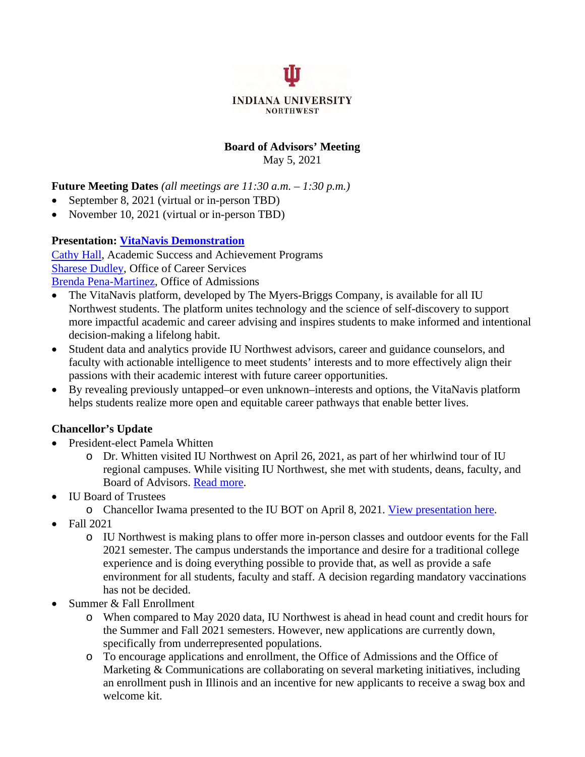INDIANA UNIVERSITY
NORTHWEST

# Board of Advisors' Meeting

May 5, 2021

**Future Meeting Dates** *(all meetings are 11:30 a.m. – 1:30 p.m.)*

- September 8, 2021 (virtual or in-person TBD)
- November 10, 2021 (virtual or in-person TBD)

**Presentation: VitaNavis Demonstration**

Cathy Hall, Academic Success and Achievement Programs
Sharese Dudley, Office of Career Services
Brenda Pena-Martinez, Office of Admissions

- The VitaNavis platform, developed by The Myers-Briggs Company, is available for all IU Northwest students. The platform unites technology and the science of self-discovery to support more impactful academic and career advising and inspires students to make informed and intentional decision-making a lifelong habit.
- Student data and analytics provide IU Northwest advisors, career and guidance counselors, and faculty with actionable intelligence to meet students' interests and to more effectively align their passions with their academic interest with future career opportunities.
- By revealing previously untapped–or even unknown–interests and options, the VitaNavis platform helps students realize more open and equitable career pathways that enable better lives.

**Chancellor's Update**

- President-elect Pamela Whitten
  - Dr. Whitten visited IU Northwest on April 26, 2021, as part of her whirlwind tour of IU regional campuses. While visiting IU Northwest, she met with students, deans, faculty, and Board of Advisors. Read more.
- IU Board of Trustees
  - Chancellor Iwama presented to the IU BOT on April 8, 2021. View presentation here.
- Fall 2021
  - IU Northwest is making plans to offer more in-person classes and outdoor events for the Fall 2021 semester. The campus understands the importance and desire for a traditional college experience and is doing everything possible to provide that, as well as provide a safe environment for all students, faculty and staff. A decision regarding mandatory vaccinations has not be decided.
- Summer & Fall Enrollment
  - When compared to May 2020 data, IU Northwest is ahead in head count and credit hours for the Summer and Fall 2021 semesters. However, new applications are currently down, specifically from underrepresented populations.
  - To encourage applications and enrollment, the Office of Admissions and the Office of Marketing & Communications are collaborating on several marketing initiatives, including an enrollment push in Illinois and an incentive for new applicants to receive a swag box and welcome kit.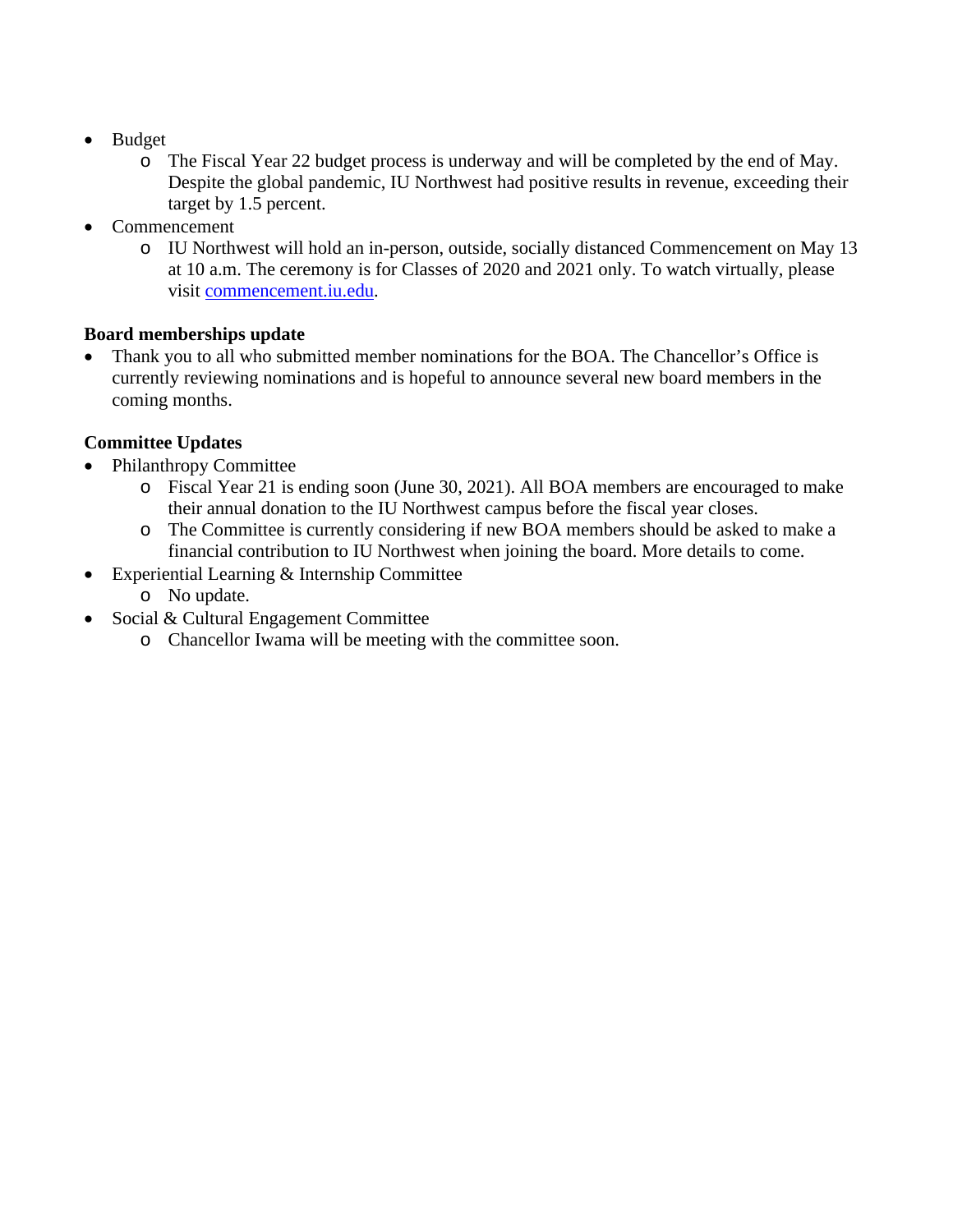- Budget
  - The Fiscal Year 22 budget process is underway and will be completed by the end of May. Despite the global pandemic, IU Northwest had positive results in revenue, exceeding their target by 1.5 percent.
- Commencement
  - IU Northwest will hold an in-person, outside, socially distanced Commencement on May 13 at 10 a.m. The ceremony is for Classes of 2020 and 2021 only. To watch virtually, please visit commencement.iu.edu.

**Board memberships update**

- Thank you to all who submitted member nominations for the BOA. The Chancellor's Office is currently reviewing nominations and is hopeful to announce several new board members in the coming months.

**Committee Updates**

- Philanthropy Committee
  - Fiscal Year 21 is ending soon (June 30, 2021). All BOA members are encouraged to make their annual donation to the IU Northwest campus before the fiscal year closes.
  - The Committee is currently considering if new BOA members should be asked to make a financial contribution to IU Northwest when joining the board. More details to come.
- Experiential Learning & Internship Committee
  - No update.
- Social & Cultural Engagement Committee
  - Chancellor Iwama will be meeting with the committee soon.